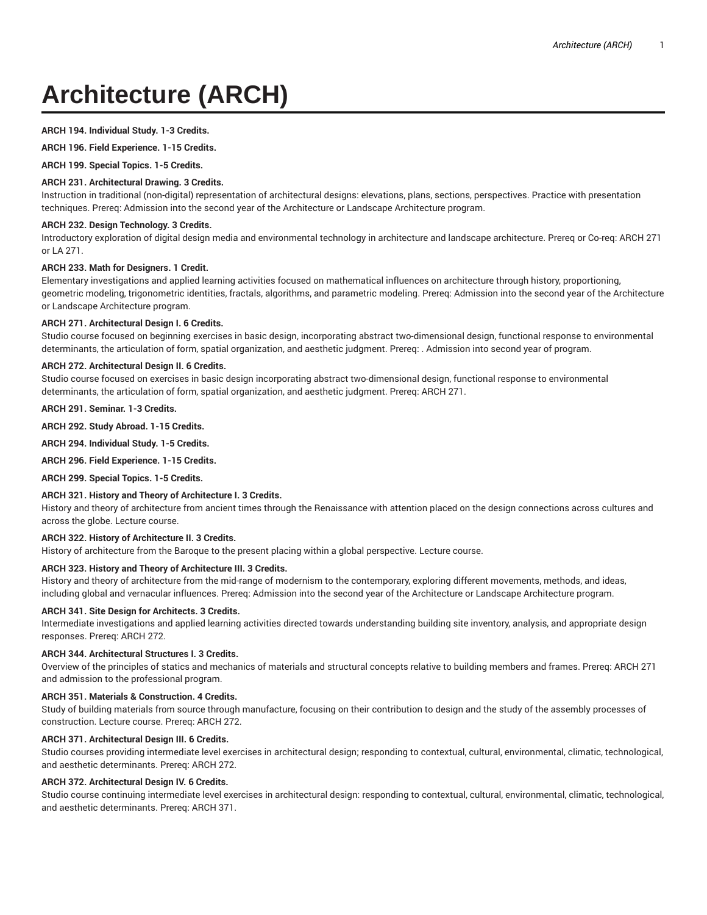# Architecture (ARCH)

**ARCH 194. Individual Study. 1-3 Credits.**

**ARCH 196. Field Experience. 1-15 Credits.**

**ARCH 199. Special Topics. 1-5 Credits.**

**ARCH 231. Architectural Drawing. 3 Credits.**
Instruction in traditional (non-digital) representation of architectural designs: elevations, plans, sections, perspectives. Practice with presentation techniques. Prereq: Admission into the second year of the Architecture or Landscape Architecture program.

**ARCH 232. Design Technology. 3 Credits.**
Introductory exploration of digital design media and environmental technology in architecture and landscape architecture. Prereq or Co-req: ARCH 271 or LA 271.

**ARCH 233. Math for Designers. 1 Credit.**
Elementary investigations and applied learning activities focused on mathematical influences on architecture through history, proportioning, geometric modeling, trigonometric identities, fractals, algorithms, and parametric modeling. Prereq: Admission into the second year of the Architecture or Landscape Architecture program.

**ARCH 271. Architectural Design I. 6 Credits.**
Studio course focused on beginning exercises in basic design, incorporating abstract two-dimensional design, functional response to environmental determinants, the articulation of form, spatial organization, and aesthetic judgment. Prereq: . Admission into second year of program.

**ARCH 272. Architectural Design II. 6 Credits.**
Studio course focused on exercises in basic design incorporating abstract two-dimensional design, functional response to environmental determinants, the articulation of form, spatial organization, and aesthetic judgment. Prereq: ARCH 271.

**ARCH 291. Seminar. 1-3 Credits.**

**ARCH 292. Study Abroad. 1-15 Credits.**

**ARCH 294. Individual Study. 1-5 Credits.**

**ARCH 296. Field Experience. 1-15 Credits.**

**ARCH 299. Special Topics. 1-5 Credits.**

**ARCH 321. History and Theory of Architecture I. 3 Credits.**
History and theory of architecture from ancient times through the Renaissance with attention placed on the design connections across cultures and across the globe. Lecture course.

**ARCH 322. History of Architecture II. 3 Credits.**
History of architecture from the Baroque to the present placing within a global perspective. Lecture course.

**ARCH 323. History and Theory of Architecture III. 3 Credits.**
History and theory of architecture from the mid-range of modernism to the contemporary, exploring different movements, methods, and ideas, including global and vernacular influences. Prereq: Admission into the second year of the Architecture or Landscape Architecture program.

**ARCH 341. Site Design for Architects. 3 Credits.**
Intermediate investigations and applied learning activities directed towards understanding building site inventory, analysis, and appropriate design responses. Prereq: ARCH 272.

**ARCH 344. Architectural Structures I. 3 Credits.**
Overview of the principles of statics and mechanics of materials and structural concepts relative to building members and frames. Prereq: ARCH 271 and admission to the professional program.

**ARCH 351. Materials & Construction. 4 Credits.**
Study of building materials from source through manufacture, focusing on their contribution to design and the study of the assembly processes of construction. Lecture course. Prereq: ARCH 272.

**ARCH 371. Architectural Design III. 6 Credits.**
Studio courses providing intermediate level exercises in architectural design; responding to contextual, cultural, environmental, climatic, technological, and aesthetic determinants. Prereq: ARCH 272.

**ARCH 372. Architectural Design IV. 6 Credits.**
Studio course continuing intermediate level exercises in architectural design: responding to contextual, cultural, environmental, climatic, technological, and aesthetic determinants. Prereq: ARCH 371.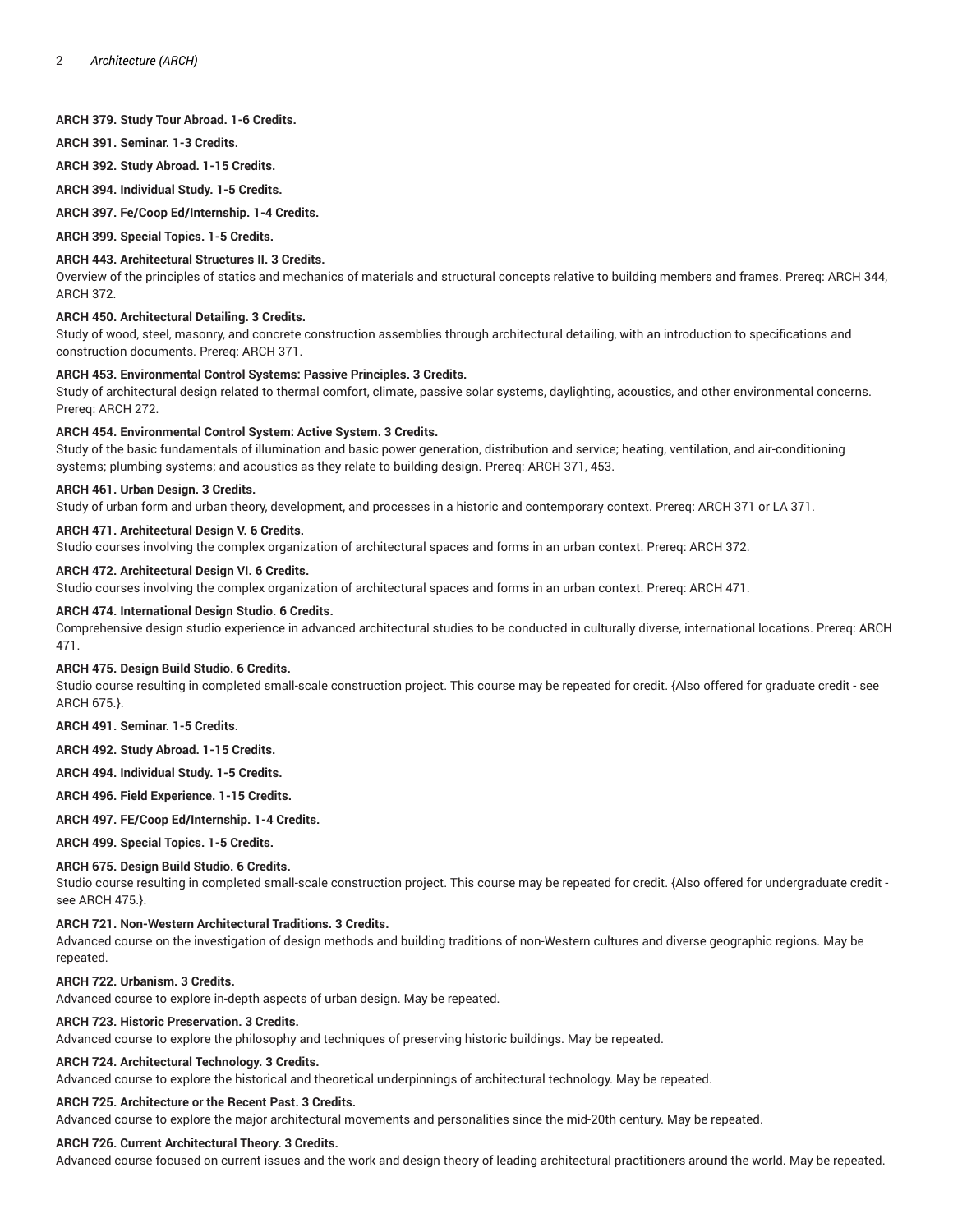**ARCH 379. Study Tour Abroad. 1-6 Credits.**

**ARCH 391. Seminar. 1-3 Credits.**

**ARCH 392. Study Abroad. 1-15 Credits.**

**ARCH 394. Individual Study. 1-5 Credits.**

**ARCH 397. Fe/Coop Ed/Internship. 1-4 Credits.**

**ARCH 399. Special Topics. 1-5 Credits.**

**ARCH 443. Architectural Structures II. 3 Credits.**
Overview of the principles of statics and mechanics of materials and structural concepts relative to building members and frames. Prereq: ARCH 344, ARCH 372.

**ARCH 450. Architectural Detailing. 3 Credits.**
Study of wood, steel, masonry, and concrete construction assemblies through architectural detailing, with an introduction to specifications and construction documents. Prereq: ARCH 371.

**ARCH 453. Environmental Control Systems: Passive Principles. 3 Credits.**
Study of architectural design related to thermal comfort, climate, passive solar systems, daylighting, acoustics, and other environmental concerns. Prereq: ARCH 272.

**ARCH 454. Environmental Control System: Active System. 3 Credits.**
Study of the basic fundamentals of illumination and basic power generation, distribution and service; heating, ventilation, and air-conditioning systems; plumbing systems; and acoustics as they relate to building design. Prereq: ARCH 371, 453.

**ARCH 461. Urban Design. 3 Credits.**
Study of urban form and urban theory, development, and processes in a historic and contemporary context. Prereq: ARCH 371 or LA 371.

**ARCH 471. Architectural Design V. 6 Credits.**
Studio courses involving the complex organization of architectural spaces and forms in an urban context. Prereq: ARCH 372.

**ARCH 472. Architectural Design VI. 6 Credits.**
Studio courses involving the complex organization of architectural spaces and forms in an urban context. Prereq: ARCH 471.

**ARCH 474. International Design Studio. 6 Credits.**
Comprehensive design studio experience in advanced architectural studies to be conducted in culturally diverse, international locations. Prereq: ARCH 471.

**ARCH 475. Design Build Studio. 6 Credits.**
Studio course resulting in completed small-scale construction project. This course may be repeated for credit. {Also offered for graduate credit - see ARCH 675.}.

**ARCH 491. Seminar. 1-5 Credits.**

**ARCH 492. Study Abroad. 1-15 Credits.**

**ARCH 494. Individual Study. 1-5 Credits.**

**ARCH 496. Field Experience. 1-15 Credits.**

**ARCH 497. FE/Coop Ed/Internship. 1-4 Credits.**

**ARCH 499. Special Topics. 1-5 Credits.**

**ARCH 675. Design Build Studio. 6 Credits.**
Studio course resulting in completed small-scale construction project. This course may be repeated for credit. {Also offered for undergraduate credit - see ARCH 475.}.

**ARCH 721. Non-Western Architectural Traditions. 3 Credits.**
Advanced course on the investigation of design methods and building traditions of non-Western cultures and diverse geographic regions. May be repeated.

**ARCH 722. Urbanism. 3 Credits.**
Advanced course to explore in-depth aspects of urban design. May be repeated.

**ARCH 723. Historic Preservation. 3 Credits.**
Advanced course to explore the philosophy and techniques of preserving historic buildings. May be repeated.

**ARCH 724. Architectural Technology. 3 Credits.**
Advanced course to explore the historical and theoretical underpinnings of architectural technology. May be repeated.

**ARCH 725. Architecture or the Recent Past. 3 Credits.**
Advanced course to explore the major architectural movements and personalities since the mid-20th century. May be repeated.

**ARCH 726. Current Architectural Theory. 3 Credits.**
Advanced course focused on current issues and the work and design theory of leading architectural practitioners around the world. May be repeated.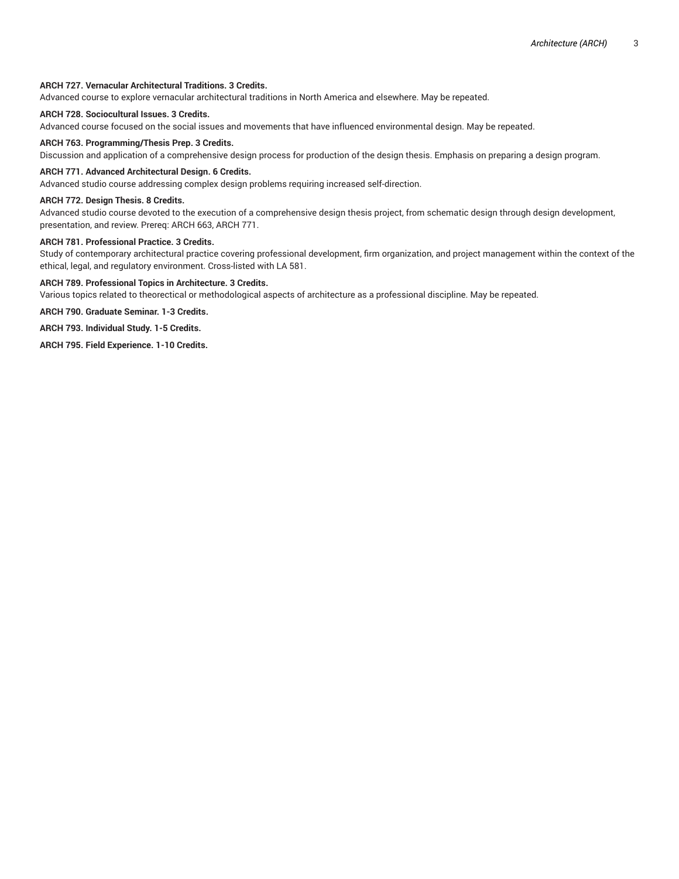**ARCH 727. Vernacular Architectural Traditions. 3 Credits.**
Advanced course to explore vernacular architectural traditions in North America and elsewhere. May be repeated.

**ARCH 728. Sociocultural Issues. 3 Credits.**
Advanced course focused on the social issues and movements that have influenced environmental design. May be repeated.

**ARCH 763. Programming/Thesis Prep. 3 Credits.**
Discussion and application of a comprehensive design process for production of the design thesis. Emphasis on preparing a design program.

**ARCH 771. Advanced Architectural Design. 6 Credits.**
Advanced studio course addressing complex design problems requiring increased self-direction.

**ARCH 772. Design Thesis. 8 Credits.**
Advanced studio course devoted to the execution of a comprehensive design thesis project, from schematic design through design development, presentation, and review. Prereq: ARCH 663, ARCH 771.

**ARCH 781. Professional Practice. 3 Credits.**
Study of contemporary architectural practice covering professional development, firm organization, and project management within the context of the ethical, legal, and regulatory environment. Cross-listed with LA 581.

**ARCH 789. Professional Topics in Architecture. 3 Credits.**
Various topics related to theorectical or methodological aspects of architecture as a professional discipline. May be repeated.

**ARCH 790. Graduate Seminar. 1-3 Credits.**

**ARCH 793. Individual Study. 1-5 Credits.**

**ARCH 795. Field Experience. 1-10 Credits.**